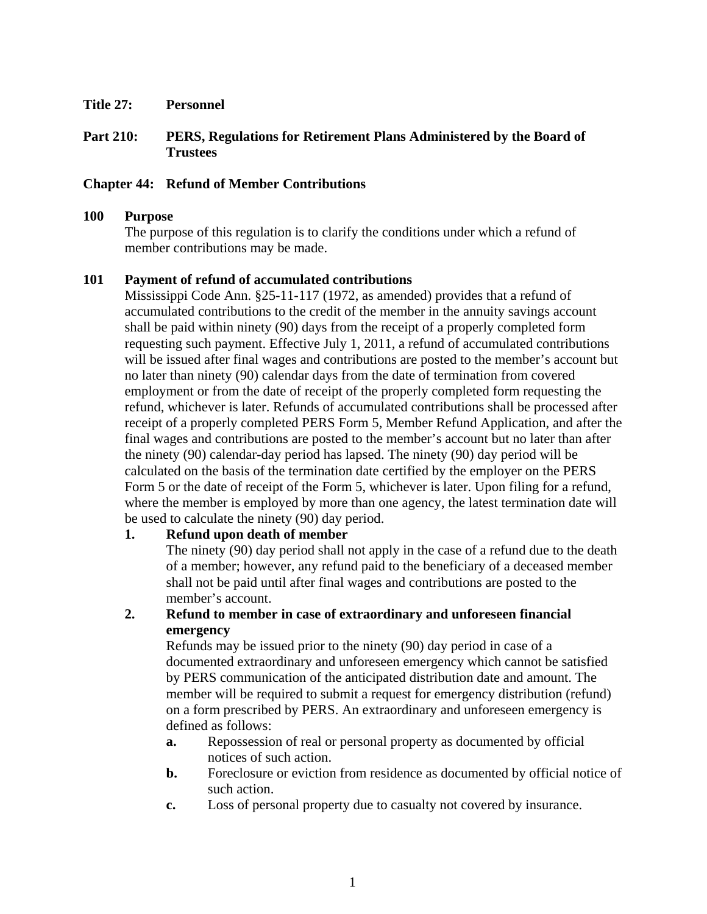**Title 27: Personnel**

**Part 210: PERS, Regulations for Retirement Plans Administered by the Board of Trustees**

**Chapter 44: Refund of Member Contributions**

**100 Purpose**

The purpose of this regulation is to clarify the conditions under which a refund of member contributions may be made.

**101 Payment of refund of accumulated contributions**

Mississippi Code Ann. §25-11-117 (1972, as amended) provides that a refund of accumulated contributions to the credit of the member in the annuity savings account shall be paid within ninety (90) days from the receipt of a properly completed form requesting such payment. Effective July 1, 2011, a refund of accumulated contributions will be issued after final wages and contributions are posted to the member's account but no later than ninety (90) calendar days from the date of termination from covered employment or from the date of receipt of the properly completed form requesting the refund, whichever is later. Refunds of accumulated contributions shall be processed after receipt of a properly completed PERS Form 5, Member Refund Application, and after the final wages and contributions are posted to the member's account but no later than after the ninety (90) calendar-day period has lapsed. The ninety (90) day period will be calculated on the basis of the termination date certified by the employer on the PERS Form 5 or the date of receipt of the Form 5, whichever is later. Upon filing for a refund, where the member is employed by more than one agency, the latest termination date will be used to calculate the ninety (90) day period.

1. **Refund upon death of member**

   The ninety (90) day period shall not apply in the case of a refund due to the death of a member; however, any refund paid to the beneficiary of a deceased member shall not be paid until after final wages and contributions are posted to the member's account.

2. **Refund to member in case of extraordinary and unforeseen financial emergency**

   Refunds may be issued prior to the ninety (90) day period in case of a documented extraordinary and unforeseen emergency which cannot be satisfied by PERS communication of the anticipated distribution date and amount. The member will be required to submit a request for emergency distribution (refund) on a form prescribed by PERS. An extraordinary and unforeseen emergency is defined as follows:

   a. Repossession of real or personal property as documented by official notices of such action.
   b. Foreclosure or eviction from residence as documented by official notice of such action.
   c. Loss of personal property due to casualty not covered by insurance.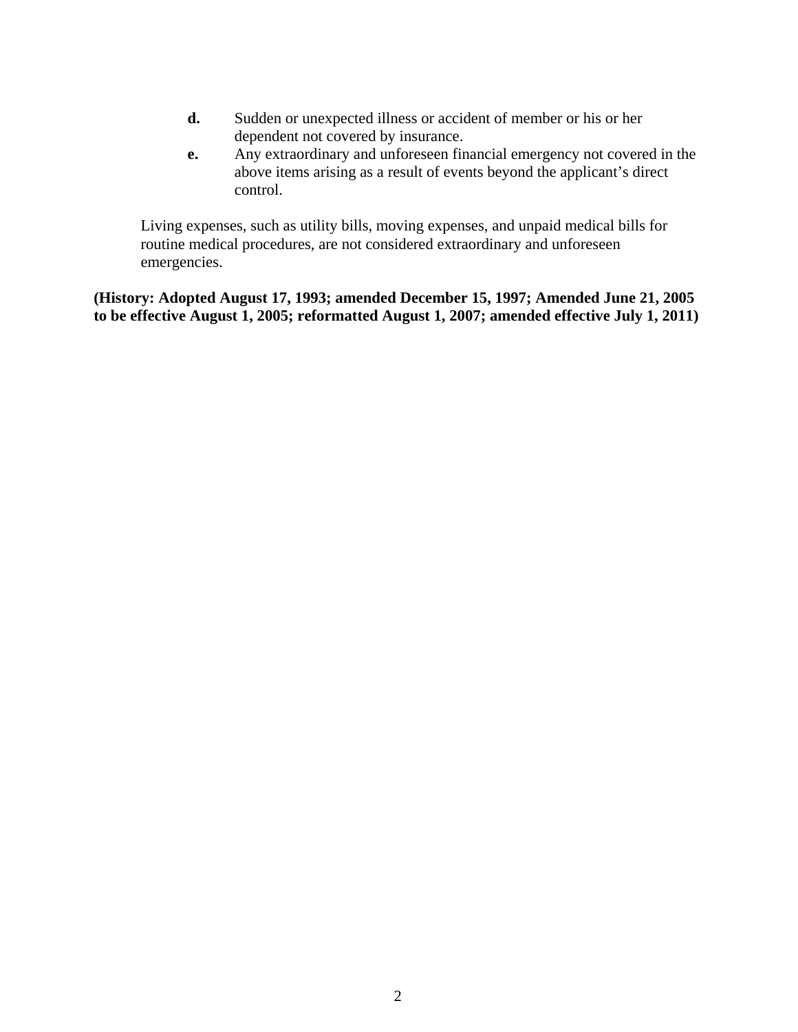- **d.** Sudden or unexpected illness or accident of member or his or her dependent not covered by insurance.
- **e.** Any extraordinary and unforeseen financial emergency not covered in the above items arising as a result of events beyond the applicant's direct control.

Living expenses, such as utility bills, moving expenses, and unpaid medical bills for routine medical procedures, are not considered extraordinary and unforeseen emergencies.

**(History: Adopted August 17, 1993; amended December 15, 1997; Amended June 21, 2005 to be effective August 1, 2005; reformatted August 1, 2007; amended effective July 1, 2011)**